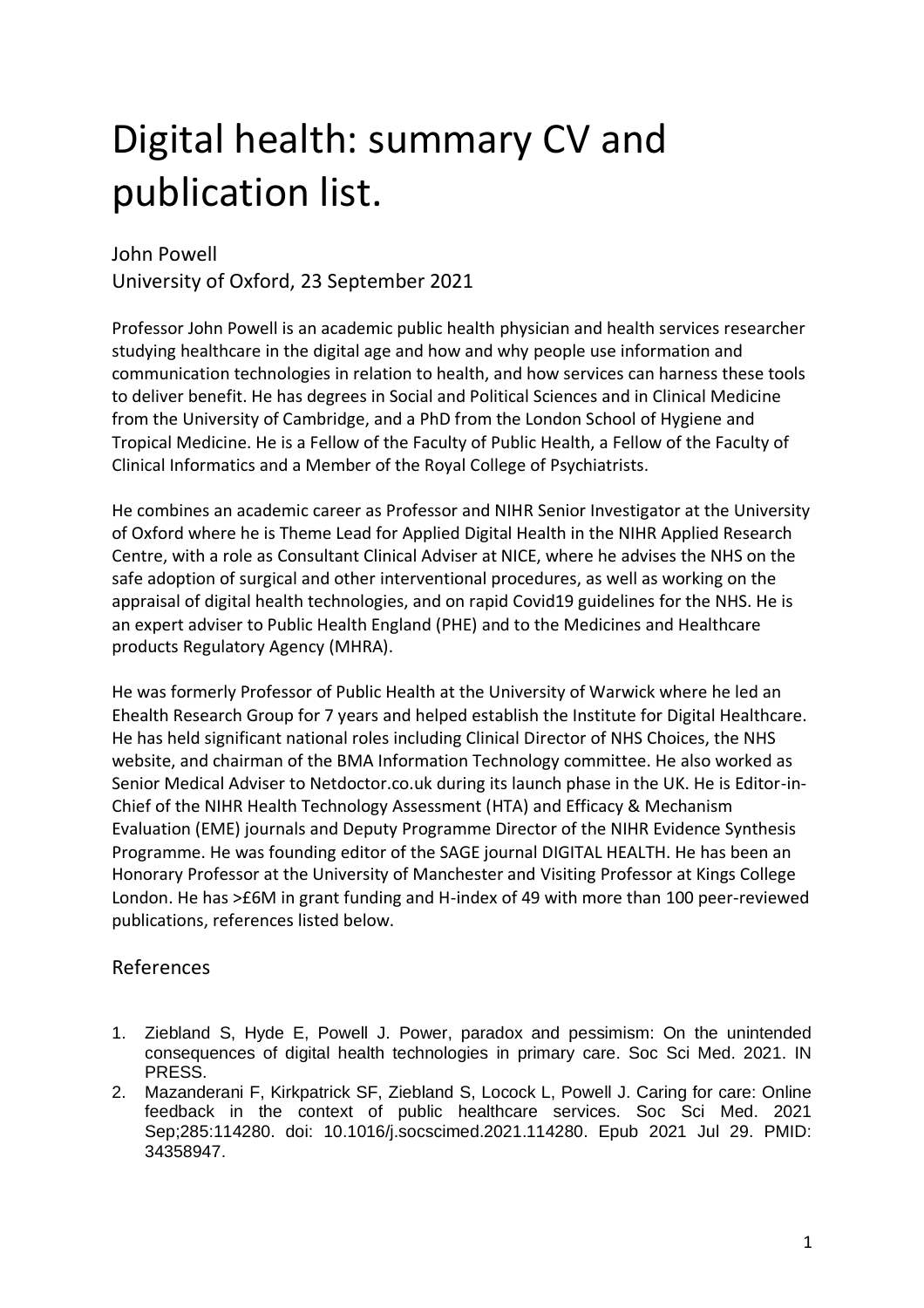# Digital health: summary CV and publication list.

John Powell
University of Oxford, 23 September 2021

Professor John Powell is an academic public health physician and health services researcher studying healthcare in the digital age and how and why people use information and communication technologies in relation to health, and how services can harness these tools to deliver benefit. He has degrees in Social and Political Sciences and in Clinical Medicine from the University of Cambridge, and a PhD from the London School of Hygiene and Tropical Medicine. He is a Fellow of the Faculty of Public Health, a Fellow of the Faculty of Clinical Informatics and a Member of the Royal College of Psychiatrists.

He combines an academic career as Professor and NIHR Senior Investigator at the University of Oxford where he is Theme Lead for Applied Digital Health in the NIHR Applied Research Centre, with a role as Consultant Clinical Adviser at NICE, where he advises the NHS on the safe adoption of surgical and other interventional procedures, as well as working on the appraisal of digital health technologies, and on rapid Covid19 guidelines for the NHS. He is an expert adviser to Public Health England (PHE) and to the Medicines and Healthcare products Regulatory Agency (MHRA).

He was formerly Professor of Public Health at the University of Warwick where he led an Ehealth Research Group for 7 years and helped establish the Institute for Digital Healthcare. He has held significant national roles including Clinical Director of NHS Choices, the NHS website, and chairman of the BMA Information Technology committee. He also worked as Senior Medical Adviser to Netdoctor.co.uk during its launch phase in the UK. He is Editor-in-Chief of the NIHR Health Technology Assessment (HTA) and Efficacy & Mechanism Evaluation (EME) journals and Deputy Programme Director of the NIHR Evidence Synthesis Programme. He was founding editor of the SAGE journal DIGITAL HEALTH. He has been an Honorary Professor at the University of Manchester and Visiting Professor at Kings College London. He has >£6M in grant funding and H-index of 49 with more than 100 peer-reviewed publications, references listed below.

## References

1. Ziebland S, Hyde E, Powell J. Power, paradox and pessimism: On the unintended consequences of digital health technologies in primary care. Soc Sci Med. 2021. IN PRESS.
2. Mazanderani F, Kirkpatrick SF, Ziebland S, Locock L, Powell J. Caring for care: Online feedback in the context of public healthcare services. Soc Sci Med. 2021 Sep;285:114280. doi: 10.1016/j.socscimed.2021.114280. Epub 2021 Jul 29. PMID: 34358947.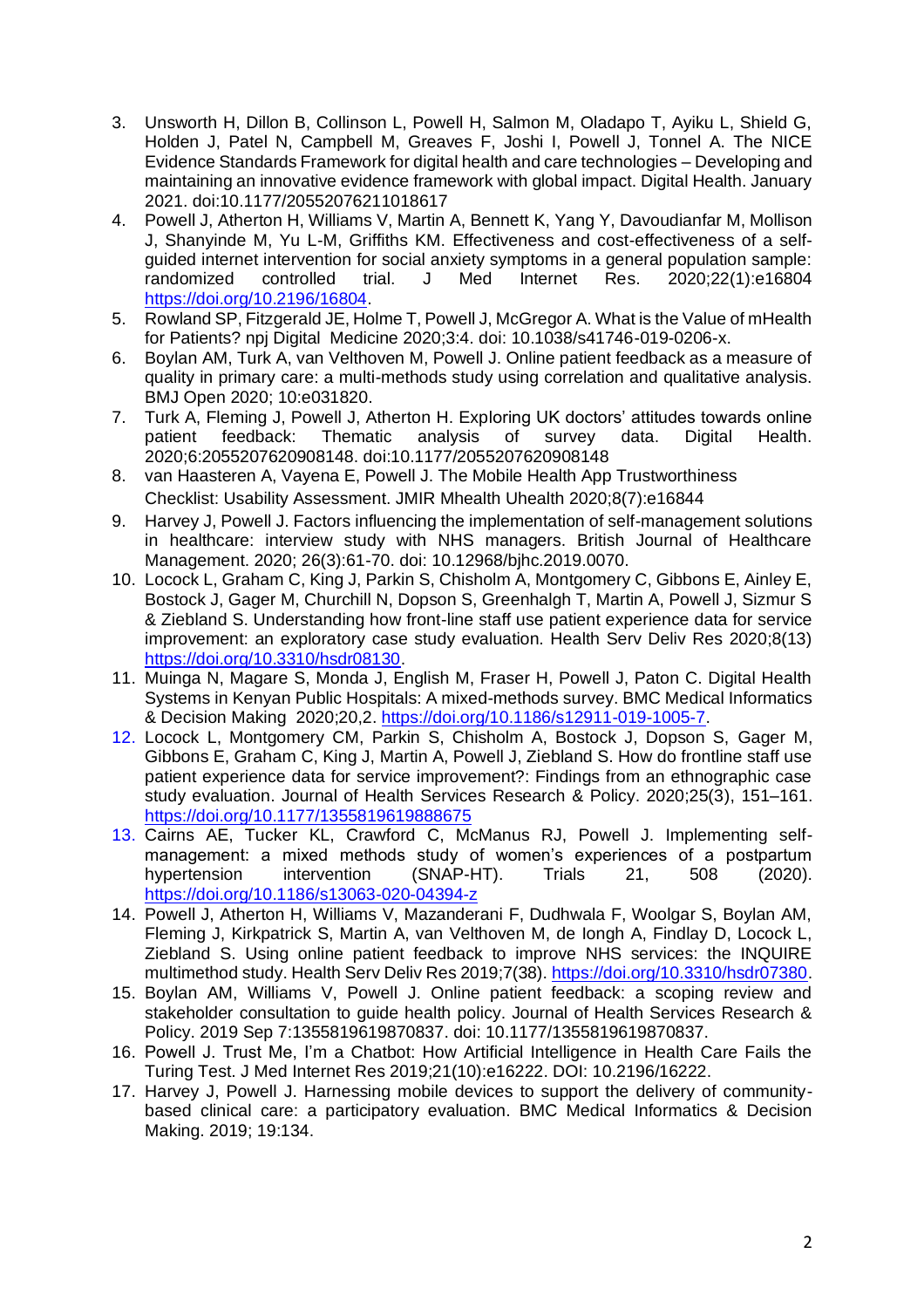3. Unsworth H, Dillon B, Collinson L, Powell H, Salmon M, Oladapo T, Ayiku L, Shield G, Holden J, Patel N, Campbell M, Greaves F, Joshi I, Powell J, Tonnel A. The NICE Evidence Standards Framework for digital health and care technologies – Developing and maintaining an innovative evidence framework with global impact. Digital Health. January 2021. doi:10.1177/20552076211018617
4. Powell J, Atherton H, Williams V, Martin A, Bennett K, Yang Y, Davoudianfar M, Mollison J, Shanyinde M, Yu L-M, Griffiths KM. Effectiveness and cost-effectiveness of a self-guided internet intervention for social anxiety symptoms in a general population sample: randomized controlled trial. J Med Internet Res. 2020;22(1):e16804 https://doi.org/10.2196/16804.
5. Rowland SP, Fitzgerald JE, Holme T, Powell J, McGregor A. What is the Value of mHealth for Patients? npj Digital Medicine 2020;3:4. doi: 10.1038/s41746-019-0206-x.
6. Boylan AM, Turk A, van Velthoven M, Powell J. Online patient feedback as a measure of quality in primary care: a multi-methods study using correlation and qualitative analysis. BMJ Open 2020; 10:e031820.
7. Turk A, Fleming J, Powell J, Atherton H. Exploring UK doctors' attitudes towards online patient feedback: Thematic analysis of survey data. Digital Health. 2020;6:2055207620908148. doi:10.1177/2055207620908148
8. van Haasteren A, Vayena E, Powell J. The Mobile Health App Trustworthiness Checklist: Usability Assessment. JMIR Mhealth Uhealth 2020;8(7):e16844
9. Harvey J, Powell J. Factors influencing the implementation of self-management solutions in healthcare: interview study with NHS managers. British Journal of Healthcare Management. 2020; 26(3):61-70. doi: 10.12968/bjhc.2019.0070.
10. Locock L, Graham C, King J, Parkin S, Chisholm A, Montgomery C, Gibbons E, Ainley E, Bostock J, Gager M, Churchill N, Dopson S, Greenhalgh T, Martin A, Powell J, Sizmur S & Ziebland S. Understanding how front-line staff use patient experience data for service improvement: an exploratory case study evaluation. Health Serv Deliv Res 2020;8(13) https://doi.org/10.3310/hsdr08130.
11. Muinga N, Magare S, Monda J, English M, Fraser H, Powell J, Paton C. Digital Health Systems in Kenyan Public Hospitals: A mixed-methods survey. BMC Medical Informatics & Decision Making 2020;20,2. https://doi.org/10.1186/s12911-019-1005-7.
12. Locock L, Montgomery CM, Parkin S, Chisholm A, Bostock J, Dopson S, Gager M, Gibbons E, Graham C, King J, Martin A, Powell J, Ziebland S. How do frontline staff use patient experience data for service improvement?: Findings from an ethnographic case study evaluation. Journal of Health Services Research & Policy. 2020;25(3), 151–161. https://doi.org/10.1177/1355819619888675
13. Cairns AE, Tucker KL, Crawford C, McManus RJ, Powell J. Implementing self-management: a mixed methods study of women's experiences of a postpartum hypertension intervention (SNAP-HT). Trials 21, 508 (2020). https://doi.org/10.1186/s13063-020-04394-z
14. Powell J, Atherton H, Williams V, Mazanderani F, Dudhwala F, Woolgar S, Boylan AM, Fleming J, Kirkpatrick S, Martin A, van Velthoven M, de Iongh A, Findlay D, Locock L, Ziebland S. Using online patient feedback to improve NHS services: the INQUIRE multimethod study. Health Serv Deliv Res 2019;7(38). https://doi.org/10.3310/hsdr07380.
15. Boylan AM, Williams V, Powell J. Online patient feedback: a scoping review and stakeholder consultation to guide health policy. Journal of Health Services Research & Policy. 2019 Sep 7:1355819619870837. doi: 10.1177/1355819619870837.
16. Powell J. Trust Me, I'm a Chatbot: How Artificial Intelligence in Health Care Fails the Turing Test. J Med Internet Res 2019;21(10):e16222. DOI: 10.2196/16222.
17. Harvey J, Powell J. Harnessing mobile devices to support the delivery of community-based clinical care: a participatory evaluation. BMC Medical Informatics & Decision Making. 2019; 19:134.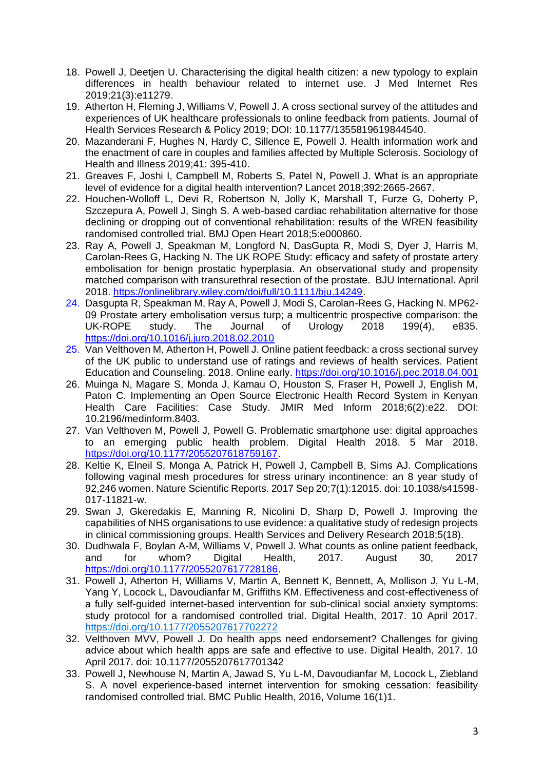18. Powell J, Deetjen U. Characterising the digital health citizen: a new typology to explain differences in health behaviour related to internet use. J Med Internet Res 2019;21(3):e11279.
19. Atherton H, Fleming J, Williams V, Powell J. A cross sectional survey of the attitudes and experiences of UK healthcare professionals to online feedback from patients. Journal of Health Services Research & Policy 2019; DOI: 10.1177/1355819619844540.
20. Mazanderani F, Hughes N, Hardy C, Sillence E, Powell J. Health information work and the enactment of care in couples and families affected by Multiple Sclerosis. Sociology of Health and Illness 2019;41: 395-410.
21. Greaves F, Joshi I, Campbell M, Roberts S, Patel N, Powell J. What is an appropriate level of evidence for a digital health intervention? Lancet 2018;392:2665-2667.
22. Houchen-Wolloff L, Devi R, Robertson N, Jolly K, Marshall T, Furze G, Doherty P, Szczepura A, Powell J, Singh S. A web-based cardiac rehabilitation alternative for those declining or dropping out of conventional rehabilitation: results of the WREN feasibility randomised controlled trial. BMJ Open Heart 2018;5:e000860.
23. Ray A, Powell J, Speakman M, Longford N, DasGupta R, Modi S, Dyer J, Harris M, Carolan-Rees G, Hacking N. The UK ROPE Study: efficacy and safety of prostate artery embolisation for benign prostatic hyperplasia. An observational study and propensity matched comparison with transurethral resection of the prostate. BJU International. April 2018. https://onlinelibrary.wiley.com/doi/full/10.1111/bju.14249.
24. Dasgupta R, Speakman M, Ray A, Powell J, Modi S, Carolan-Rees G, Hacking N. MP62-09 Prostate artery embolisation versus turp; a multicentric prospective comparison: the UK-ROPE study. The Journal of Urology 2018 199(4), e835. https://doi.org/10.1016/j.juro.2018.02.2010
25. Van Velthoven M, Atherton H, Powell J. Online patient feedback: a cross sectional survey of the UK public to understand use of ratings and reviews of health services. Patient Education and Counseling. 2018. Online early. https://doi.org/10.1016/j.pec.2018.04.001
26. Muinga N, Magare S, Monda J, Kamau O, Houston S, Fraser H, Powell J, English M, Paton C. Implementing an Open Source Electronic Health Record System in Kenyan Health Care Facilities: Case Study. JMIR Med Inform 2018;6(2):e22. DOI: 10.2196/medinform.8403.
27. Van Velthoven M, Powell J, Powell G. Problematic smartphone use: digital approaches to an emerging public health problem. Digital Health 2018. 5 Mar 2018. https://doi.org/10.1177/2055207618759167.
28. Keltie K, Elneil S, Monga A, Patrick H, Powell J, Campbell B, Sims AJ. Complications following vaginal mesh procedures for stress urinary incontinence: an 8 year study of 92,246 women. Nature Scientific Reports. 2017 Sep 20;7(1):12015. doi: 10.1038/s41598-017-11821-w.
29. Swan J, Gkeredakis E, Manning R, Nicolini D, Sharp D, Powell J. Improving the capabilities of NHS organisations to use evidence: a qualitative study of redesign projects in clinical commissioning groups. Health Services and Delivery Research 2018;5(18).
30. Dudhwala F, Boylan A-M, Williams V, Powell J. What counts as online patient feedback, and for whom? Digital Health, 2017. August 30, 2017 https://doi.org/10.1177/2055207617728186.
31. Powell J, Atherton H, Williams V, Martin A, Bennett K, Bennett, A, Mollison J, Yu L-M, Yang Y, Locock L, Davoudianfar M, Griffiths KM. Effectiveness and cost-effectiveness of a fully self-guided internet-based intervention for sub-clinical social anxiety symptoms: study protocol for a randomised controlled trial. Digital Health, 2017. 10 April 2017. https://doi.org/10.1177/2055207617702272
32. Velthoven MVV, Powell J. Do health apps need endorsement? Challenges for giving advice about which health apps are safe and effective to use. Digital Health, 2017. 10 April 2017. doi: 10.1177/2055207617701342
33. Powell J, Newhouse N, Martin A, Jawad S, Yu L-M, Davoudianfar M, Locock L, Ziebland S. A novel experience-based internet intervention for smoking cessation: feasibility randomised controlled trial. BMC Public Health, 2016, Volume 16(1)1.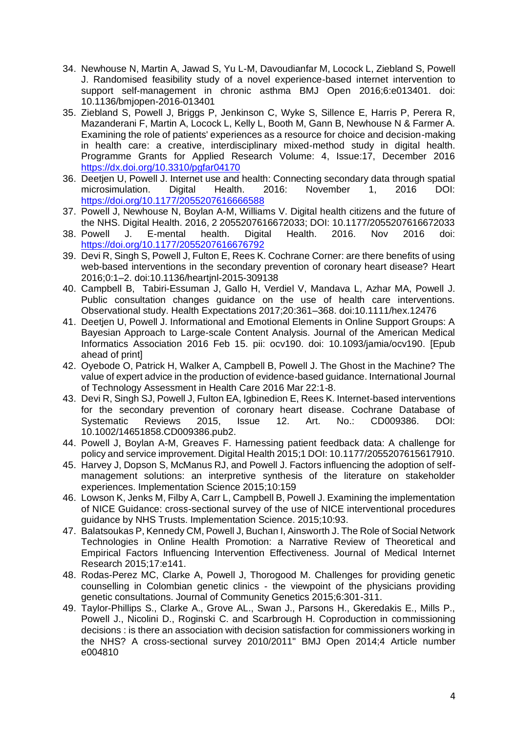34. Newhouse N, Martin A, Jawad S, Yu L-M, Davoudianfar M, Locock L, Ziebland S, Powell J. Randomised feasibility study of a novel experience-based internet intervention to support self-management in chronic asthma BMJ Open 2016;6:e013401. doi: 10.1136/bmjopen-2016-013401
35. Ziebland S, Powell J, Briggs P, Jenkinson C, Wyke S, Sillence E, Harris P, Perera R, Mazanderani F, Martin A, Locock L, Kelly L, Booth M, Gann B, Newhouse N & Farmer A. Examining the role of patients' experiences as a resource for choice and decision-making in health care: a creative, interdisciplinary mixed-method study in digital health. Programme Grants for Applied Research Volume: 4, Issue:17, December 2016 https://dx.doi.org/10.3310/pgfar04170
36. Deetjen U, Powell J. Internet use and health: Connecting secondary data through spatial microsimulation. Digital Health. 2016: November 1, 2016 DOI: https://doi.org/10.1177/2055207616666588
37. Powell J, Newhouse N, Boylan A-M, Williams V. Digital health citizens and the future of the NHS. Digital Health. 2016, 2 2055207616672033; DOI: 10.1177/2055207616672033
38. Powell J. E-mental health. Digital Health. 2016. Nov 2016 doi: https://doi.org/10.1177/2055207616676792
39. Devi R, Singh S, Powell J, Fulton E, Rees K. Cochrane Corner: are there benefits of using web-based interventions in the secondary prevention of coronary heart disease? Heart 2016;0:1–2. doi:10.1136/heartjnl-2015-309138
40. Campbell B, Tabiri-Essuman J, Gallo H, Verdiel V, Mandava L, Azhar MA, Powell J. Public consultation changes guidance on the use of health care interventions. Observational study. Health Expectations 2017;20:361–368. doi:10.1111/hex.12476
41. Deetjen U, Powell J. Informational and Emotional Elements in Online Support Groups: A Bayesian Approach to Large-scale Content Analysis. Journal of the American Medical Informatics Association 2016 Feb 15. pii: ocv190. doi: 10.1093/jamia/ocv190. [Epub ahead of print]
42. Oyebode O, Patrick H, Walker A, Campbell B, Powell J. The Ghost in the Machine? The value of expert advice in the production of evidence-based guidance. International Journal of Technology Assessment in Health Care 2016 Mar 22:1-8.
43. Devi R, Singh SJ, Powell J, Fulton EA, Igbinedion E, Rees K. Internet-based interventions for the secondary prevention of coronary heart disease. Cochrane Database of Systematic Reviews 2015, Issue 12. Art. No.: CD009386. DOI: 10.1002/14651858.CD009386.pub2.
44. Powell J, Boylan A-M, Greaves F. Harnessing patient feedback data: A challenge for policy and service improvement. Digital Health 2015;1 DOI: 10.1177/2055207615617910.
45. Harvey J, Dopson S, McManus RJ, and Powell J. Factors influencing the adoption of self-management solutions: an interpretive synthesis of the literature on stakeholder experiences. Implementation Science 2015;10:159
46. Lowson K, Jenks M, Filby A, Carr L, Campbell B, Powell J. Examining the implementation of NICE Guidance: cross-sectional survey of the use of NICE interventional procedures guidance by NHS Trusts. Implementation Science. 2015;10:93.
47. Balatsoukas P, Kennedy CM, Powell J, Buchan I, Ainsworth J. The Role of Social Network Technologies in Online Health Promotion: a Narrative Review of Theoretical and Empirical Factors Influencing Intervention Effectiveness. Journal of Medical Internet Research 2015;17:e141.
48. Rodas-Perez MC, Clarke A, Powell J, Thorogood M. Challenges for providing genetic counselling in Colombian genetic clinics - the viewpoint of the physicians providing genetic consultations. Journal of Community Genetics 2015;6:301-311.
49. Taylor-Phillips S., Clarke A., Grove AL., Swan J., Parsons H., Gkeredakis E., Mills P., Powell J., Nicolini D., Roginski C. and Scarbrough H. Coproduction in commissioning decisions : is there an association with decision satisfaction for commissioners working in the NHS? A cross-sectional survey 2010/2011" BMJ Open 2014;4 Article number e004810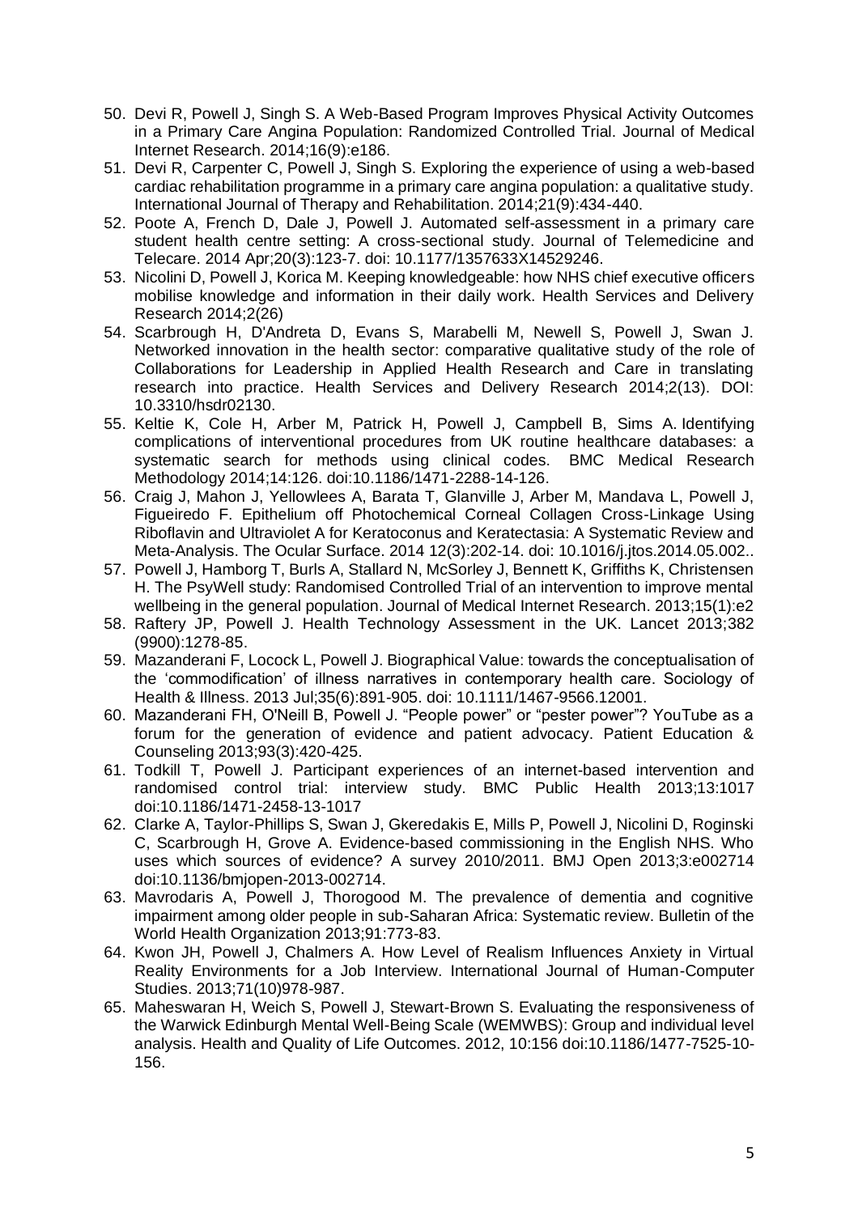50. Devi R, Powell J, Singh S. A Web-Based Program Improves Physical Activity Outcomes in a Primary Care Angina Population: Randomized Controlled Trial. Journal of Medical Internet Research. 2014;16(9):e186.
51. Devi R, Carpenter C, Powell J, Singh S. Exploring the experience of using a web-based cardiac rehabilitation programme in a primary care angina population: a qualitative study. International Journal of Therapy and Rehabilitation. 2014;21(9):434-440.
52. Poote A, French D, Dale J, Powell J. Automated self-assessment in a primary care student health centre setting: A cross-sectional study. Journal of Telemedicine and Telecare. 2014 Apr;20(3):123-7. doi: 10.1177/1357633X14529246.
53. Nicolini D, Powell J, Korica M. Keeping knowledgeable: how NHS chief executive officers mobilise knowledge and information in their daily work. Health Services and Delivery Research 2014;2(26)
54. Scarbrough H, D'Andreta D, Evans S, Marabelli M, Newell S, Powell J, Swan J. Networked innovation in the health sector: comparative qualitative study of the role of Collaborations for Leadership in Applied Health Research and Care in translating research into practice. Health Services and Delivery Research 2014;2(13). DOI: 10.3310/hsdr02130.
55. Keltie K, Cole H, Arber M, Patrick H, Powell J, Campbell B, Sims A. Identifying complications of interventional procedures from UK routine healthcare databases: a systematic search for methods using clinical codes. BMC Medical Research Methodology 2014;14:126. doi:10.1186/1471-2288-14-126.
56. Craig J, Mahon J, Yellowlees A, Barata T, Glanville J, Arber M, Mandava L, Powell J, Figueiredo F. Epithelium off Photochemical Corneal Collagen Cross-Linkage Using Riboflavin and Ultraviolet A for Keratoconus and Keratectasia: A Systematic Review and Meta-Analysis. The Ocular Surface. 2014 12(3):202-14. doi: 10.1016/j.jtos.2014.05.002..
57. Powell J, Hamborg T, Burls A, Stallard N, McSorley J, Bennett K, Griffiths K, Christensen H. The PsyWell study: Randomised Controlled Trial of an intervention to improve mental wellbeing in the general population. Journal of Medical Internet Research. 2013;15(1):e2
58. Raftery JP, Powell J. Health Technology Assessment in the UK. Lancet 2013;382 (9900):1278-85.
59. Mazanderani F, Locock L, Powell J. Biographical Value: towards the conceptualisation of the 'commodification' of illness narratives in contemporary health care. Sociology of Health & Illness. 2013 Jul;35(6):891-905. doi: 10.1111/1467-9566.12001.
60. Mazanderani FH, O'Neill B, Powell J. "People power" or "pester power"? YouTube as a forum for the generation of evidence and patient advocacy. Patient Education & Counseling 2013;93(3):420-425.
61. Todkill T, Powell J. Participant experiences of an internet-based intervention and randomised control trial: interview study. BMC Public Health 2013;13:1017 doi:10.1186/1471-2458-13-1017
62. Clarke A, Taylor-Phillips S, Swan J, Gkeredakis E, Mills P, Powell J, Nicolini D, Roginski C, Scarbrough H, Grove A. Evidence-based commissioning in the English NHS. Who uses which sources of evidence? A survey 2010/2011. BMJ Open 2013;3:e002714 doi:10.1136/bmjopen-2013-002714.
63. Mavrodaris A, Powell J, Thorogood M. The prevalence of dementia and cognitive impairment among older people in sub-Saharan Africa: Systematic review. Bulletin of the World Health Organization 2013;91:773-83.
64. Kwon JH, Powell J, Chalmers A. How Level of Realism Influences Anxiety in Virtual Reality Environments for a Job Interview. International Journal of Human-Computer Studies. 2013;71(10)978-987.
65. Maheswaran H, Weich S, Powell J, Stewart-Brown S. Evaluating the responsiveness of the Warwick Edinburgh Mental Well-Being Scale (WEMWBS): Group and individual level analysis. Health and Quality of Life Outcomes. 2012, 10:156 doi:10.1186/1477-7525-10-156.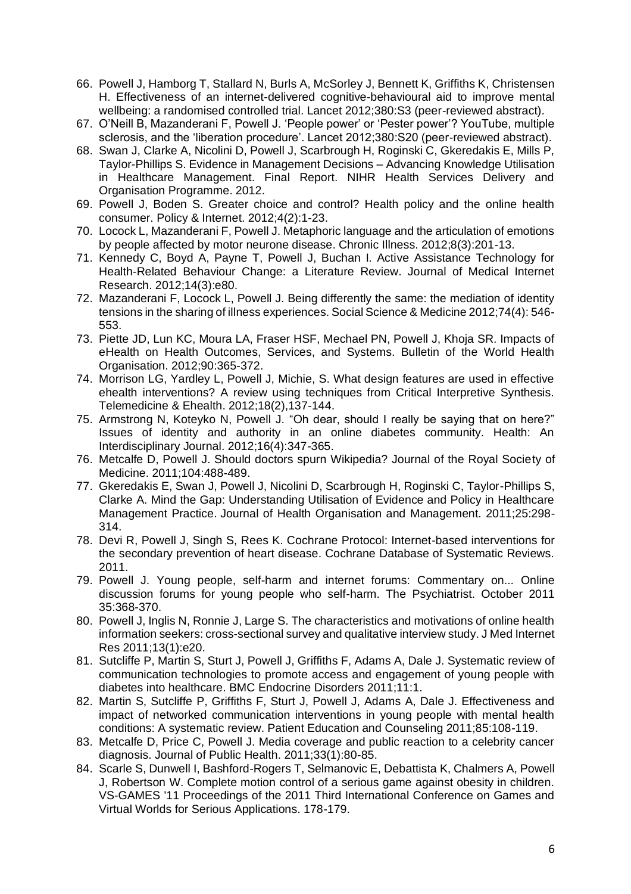66. Powell J, Hamborg T, Stallard N, Burls A, McSorley J, Bennett K, Griffiths K, Christensen H. Effectiveness of an internet-delivered cognitive-behavioural aid to improve mental wellbeing: a randomised controlled trial. Lancet 2012;380:S3 (peer-reviewed abstract).
67. O'Neill B, Mazanderani F, Powell J. 'People power' or 'Pester power'? YouTube, multiple sclerosis, and the 'liberation procedure'. Lancet 2012;380:S20 (peer-reviewed abstract).
68. Swan J, Clarke A, Nicolini D, Powell J, Scarbrough H, Roginski C, Gkeredakis E, Mills P, Taylor-Phillips S. Evidence in Management Decisions – Advancing Knowledge Utilisation in Healthcare Management. Final Report. NIHR Health Services Delivery and Organisation Programme. 2012.
69. Powell J, Boden S. Greater choice and control? Health policy and the online health consumer. Policy & Internet. 2012;4(2):1-23.
70. Locock L, Mazanderani F, Powell J. Metaphoric language and the articulation of emotions by people affected by motor neurone disease. Chronic Illness. 2012;8(3):201-13.
71. Kennedy C, Boyd A, Payne T, Powell J, Buchan I. Active Assistance Technology for Health-Related Behaviour Change: a Literature Review. Journal of Medical Internet Research. 2012;14(3):e80.
72. Mazanderani F, Locock L, Powell J. Being differently the same: the mediation of identity tensions in the sharing of illness experiences. Social Science & Medicine 2012;74(4): 546-553.
73. Piette JD, Lun KC, Moura LA, Fraser HSF, Mechael PN, Powell J, Khoja SR. Impacts of eHealth on Health Outcomes, Services, and Systems. Bulletin of the World Health Organisation. 2012;90:365-372.
74. Morrison LG, Yardley L, Powell J, Michie, S. What design features are used in effective ehealth interventions? A review using techniques from Critical Interpretive Synthesis. Telemedicine & Ehealth. 2012;18(2),137-144.
75. Armstrong N, Koteyko N, Powell J. "Oh dear, should I really be saying that on here?" Issues of identity and authority in an online diabetes community. Health: An Interdisciplinary Journal. 2012;16(4):347-365.
76. Metcalfe D, Powell J. Should doctors spurn Wikipedia? Journal of the Royal Society of Medicine. 2011;104:488-489.
77. Gkeredakis E, Swan J, Powell J, Nicolini D, Scarbrough H, Roginski C, Taylor-Phillips S, Clarke A. Mind the Gap: Understanding Utilisation of Evidence and Policy in Healthcare Management Practice. Journal of Health Organisation and Management. 2011;25:298-314.
78. Devi R, Powell J, Singh S, Rees K. Cochrane Protocol: Internet-based interventions for the secondary prevention of heart disease. Cochrane Database of Systematic Reviews. 2011.
79. Powell J. Young people, self-harm and internet forums: Commentary on... Online discussion forums for young people who self-harm. The Psychiatrist. October 2011 35:368-370.
80. Powell J, Inglis N, Ronnie J, Large S. The characteristics and motivations of online health information seekers: cross-sectional survey and qualitative interview study. J Med Internet Res 2011;13(1):e20.
81. Sutcliffe P, Martin S, Sturt J, Powell J, Griffiths F, Adams A, Dale J. Systematic review of communication technologies to promote access and engagement of young people with diabetes into healthcare. BMC Endocrine Disorders 2011;11:1.
82. Martin S, Sutcliffe P, Griffiths F, Sturt J, Powell J, Adams A, Dale J. Effectiveness and impact of networked communication interventions in young people with mental health conditions: A systematic review. Patient Education and Counseling 2011;85:108-119.
83. Metcalfe D, Price C, Powell J. Media coverage and public reaction to a celebrity cancer diagnosis. Journal of Public Health. 2011;33(1):80-85.
84. Scarle S, Dunwell I, Bashford-Rogers T, Selmanovic E, Debattista K, Chalmers A, Powell J, Robertson W. Complete motion control of a serious game against obesity in children. VS-GAMES '11 Proceedings of the 2011 Third International Conference on Games and Virtual Worlds for Serious Applications. 178-179.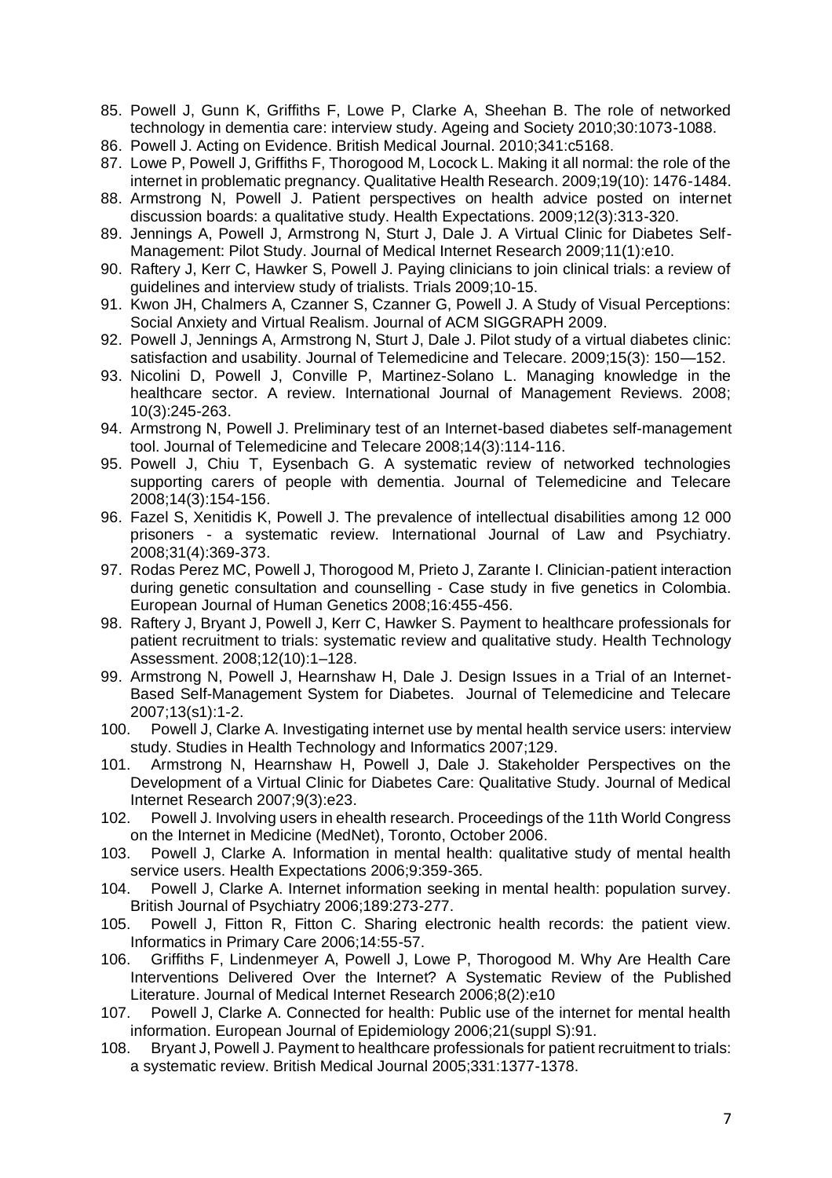85. Powell J, Gunn K, Griffiths F, Lowe P, Clarke A, Sheehan B. The role of networked technology in dementia care: interview study. Ageing and Society 2010;30:1073-1088.
86. Powell J. Acting on Evidence. British Medical Journal. 2010;341:c5168.
87. Lowe P, Powell J, Griffiths F, Thorogood M, Locock L. Making it all normal: the role of the internet in problematic pregnancy. Qualitative Health Research. 2009;19(10): 1476-1484.
88. Armstrong N, Powell J. Patient perspectives on health advice posted on internet discussion boards: a qualitative study. Health Expectations. 2009;12(3):313-320.
89. Jennings A, Powell J, Armstrong N, Sturt J, Dale J. A Virtual Clinic for Diabetes Self-Management: Pilot Study. Journal of Medical Internet Research 2009;11(1):e10.
90. Raftery J, Kerr C, Hawker S, Powell J. Paying clinicians to join clinical trials: a review of guidelines and interview study of trialists. Trials 2009;10-15.
91. Kwon JH, Chalmers A, Czanner S, Czanner G, Powell J. A Study of Visual Perceptions: Social Anxiety and Virtual Realism. Journal of ACM SIGGRAPH 2009.
92. Powell J, Jennings A, Armstrong N, Sturt J, Dale J. Pilot study of a virtual diabetes clinic: satisfaction and usability. Journal of Telemedicine and Telecare. 2009;15(3): 150—152.
93. Nicolini D, Powell J, Conville P, Martinez-Solano L. Managing knowledge in the healthcare sector. A review. International Journal of Management Reviews. 2008; 10(3):245-263.
94. Armstrong N, Powell J. Preliminary test of an Internet-based diabetes self-management tool. Journal of Telemedicine and Telecare 2008;14(3):114-116.
95. Powell J, Chiu T, Eysenbach G. A systematic review of networked technologies supporting carers of people with dementia. Journal of Telemedicine and Telecare 2008;14(3):154-156.
96. Fazel S, Xenitidis K, Powell J. The prevalence of intellectual disabilities among 12 000 prisoners - a systematic review. International Journal of Law and Psychiatry. 2008;31(4):369-373.
97. Rodas Perez MC, Powell J, Thorogood M, Prieto J, Zarante I. Clinician-patient interaction during genetic consultation and counselling - Case study in five genetics in Colombia. European Journal of Human Genetics 2008;16:455-456.
98. Raftery J, Bryant J, Powell J, Kerr C, Hawker S. Payment to healthcare professionals for patient recruitment to trials: systematic review and qualitative study. Health Technology Assessment. 2008;12(10):1–128.
99. Armstrong N, Powell J, Hearnshaw H, Dale J. Design Issues in a Trial of an Internet-Based Self-Management System for Diabetes. Journal of Telemedicine and Telecare 2007;13(s1):1-2.
100. Powell J, Clarke A. Investigating internet use by mental health service users: interview study. Studies in Health Technology and Informatics 2007;129.
101. Armstrong N, Hearnshaw H, Powell J, Dale J. Stakeholder Perspectives on the Development of a Virtual Clinic for Diabetes Care: Qualitative Study. Journal of Medical Internet Research 2007;9(3):e23.
102. Powell J. Involving users in ehealth research. Proceedings of the 11th World Congress on the Internet in Medicine (MedNet), Toronto, October 2006.
103. Powell J, Clarke A. Information in mental health: qualitative study of mental health service users. Health Expectations 2006;9:359-365.
104. Powell J, Clarke A. Internet information seeking in mental health: population survey. British Journal of Psychiatry 2006;189:273-277.
105. Powell J, Fitton R, Fitton C. Sharing electronic health records: the patient view. Informatics in Primary Care 2006;14:55-57.
106. Griffiths F, Lindenmeyer A, Powell J, Lowe P, Thorogood M. Why Are Health Care Interventions Delivered Over the Internet? A Systematic Review of the Published Literature. Journal of Medical Internet Research 2006;8(2):e10
107. Powell J, Clarke A. Connected for health: Public use of the internet for mental health information. European Journal of Epidemiology 2006;21(suppl S):91.
108. Bryant J, Powell J. Payment to healthcare professionals for patient recruitment to trials: a systematic review. British Medical Journal 2005;331:1377-1378.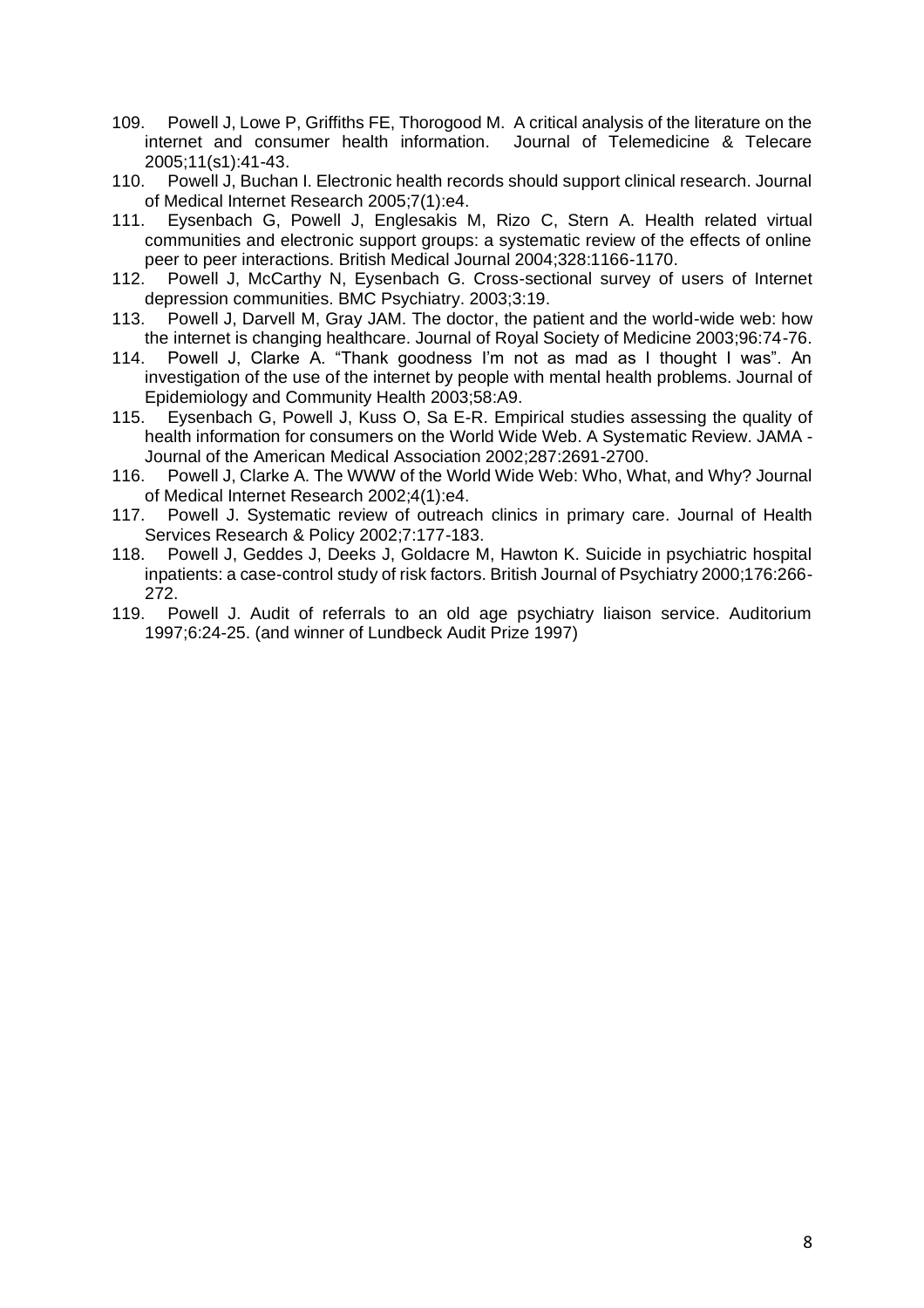109. Powell J, Lowe P, Griffiths FE, Thorogood M. A critical analysis of the literature on the internet and consumer health information. Journal of Telemedicine & Telecare 2005;11(s1):41-43.
110. Powell J, Buchan I. Electronic health records should support clinical research. Journal of Medical Internet Research 2005;7(1):e4.
111. Eysenbach G, Powell J, Englesakis M, Rizo C, Stern A. Health related virtual communities and electronic support groups: a systematic review of the effects of online peer to peer interactions. British Medical Journal 2004;328:1166-1170.
112. Powell J, McCarthy N, Eysenbach G. Cross-sectional survey of users of Internet depression communities. BMC Psychiatry. 2003;3:19.
113. Powell J, Darvell M, Gray JAM. The doctor, the patient and the world-wide web: how the internet is changing healthcare. Journal of Royal Society of Medicine 2003;96:74-76.
114. Powell J, Clarke A. "Thank goodness I'm not as mad as I thought I was". An investigation of the use of the internet by people with mental health problems. Journal of Epidemiology and Community Health 2003;58:A9.
115. Eysenbach G, Powell J, Kuss O, Sa E-R. Empirical studies assessing the quality of health information for consumers on the World Wide Web. A Systematic Review. JAMA - Journal of the American Medical Association 2002;287:2691-2700.
116. Powell J, Clarke A. The WWW of the World Wide Web: Who, What, and Why? Journal of Medical Internet Research 2002;4(1):e4.
117. Powell J. Systematic review of outreach clinics in primary care. Journal of Health Services Research & Policy 2002;7:177-183.
118. Powell J, Geddes J, Deeks J, Goldacre M, Hawton K. Suicide in psychiatric hospital inpatients: a case-control study of risk factors. British Journal of Psychiatry 2000;176:266-272.
119. Powell J. Audit of referrals to an old age psychiatry liaison service. Auditorium 1997;6:24-25. (and winner of Lundbeck Audit Prize 1997)